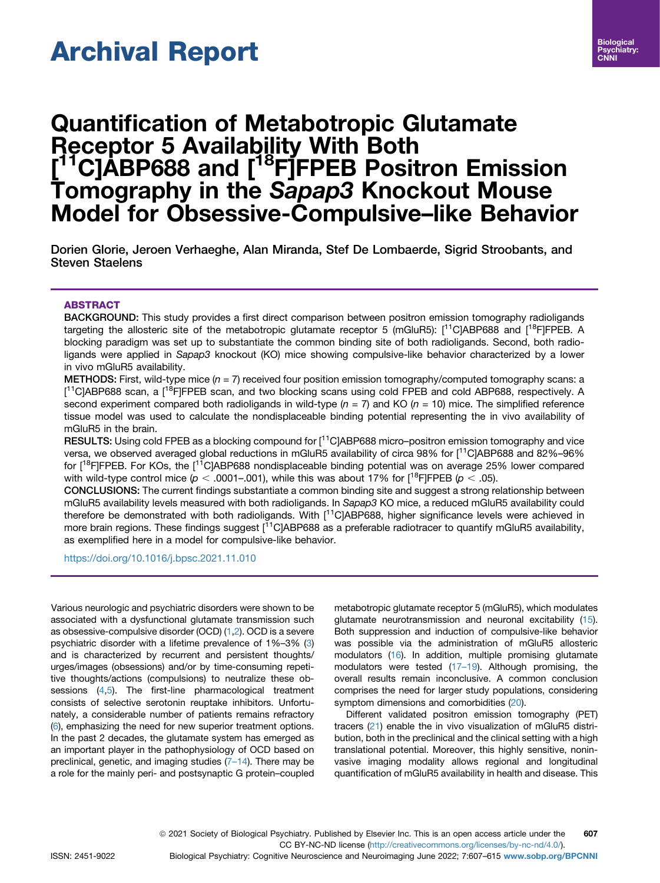Archival Report

# Quantification of Metabotropic Glutamate Receptor 5 Availability With Both [$^{11}$C]ABP688 and [$^{18}$F]FPEB Positron Emission Tomography in the *Sapap3* Knockout Mouse Model for Obsessive-Compulsive–like Behavior

Dorien Glorie, Jeroen Verhaeghe, Alan Miranda, Stef De Lombaerde, Sigrid Stroobants, and Steven Staelens

## ABSTRACT

**BACKGROUND:** This study provides a first direct comparison between positron emission tomography radioligands targeting the allosteric site of the metabotropic glutamate receptor 5 (mGluR5): [$^{11}$C]ABP688 and [$^{18}$F]FPEB. A blocking paradigm was set up to substantiate the common binding site of both radioligands. Second, both radioligands were applied in *Sapap3* knockout (KO) mice showing compulsive-like behavior characterized by a lower in vivo mGluR5 availability.

**METHODS:** First, wild-type mice ($n = 7$) received four position emission tomography/computed tomography scans: a [$^{11}$C]ABP688 scan, a [$^{18}$F]FPEB scan, and two blocking scans using cold FPEB and cold ABP688, respectively. A second experiment compared both radioligands in wild-type ($n = 7$) and KO ($n = 10$) mice. The simplified reference tissue model was used to calculate the nondisplaceable binding potential representing the in vivo availability of mGluR5 in the brain.

**RESULTS:** Using cold FPEB as a blocking compound for [$^{11}$C]ABP688 micro–positron emission tomography and vice versa, we observed averaged global reductions in mGluR5 availability of circa 98% for [$^{11}$C]ABP688 and 82%–96% for [$^{18}$F]FPEB. For KOs, the [$^{11}$C]ABP688 nondisplaceable binding potential was on average 25% lower compared with wild-type control mice ($p < .0001$–.001), while this was about 17% for [$^{18}$F]FPEB ($p < .05$).

**CONCLUSIONS:** The current findings substantiate a common binding site and suggest a strong relationship between mGluR5 availability levels measured with both radioligands. In *Sapap3* KO mice, a reduced mGluR5 availability could therefore be demonstrated with both radioligands. With [$^{11}$C]ABP688, higher significance levels were achieved in more brain regions. These findings suggest [$^{11}$C]ABP688 as a preferable radiotracer to quantify mGluR5 availability, as exemplified here in a model for compulsive-like behavior.

https://doi.org/10.1016/j.bpsc.2021.11.010

Various neurologic and psychiatric disorders were shown to be associated with a dysfunctional glutamate transmission such as obsessive-compulsive disorder (OCD) (1,2). OCD is a severe psychiatric disorder with a lifetime prevalence of 1%–3% (3) and is characterized by recurrent and persistent thoughts/urges/images (obsessions) and/or by time-consuming repetitive thoughts/actions (compulsions) to neutralize these obsessions (4,5). The first-line pharmacological treatment consists of selective serotonin reuptake inhibitors. Unfortunately, a considerable number of patients remains refractory (6), emphasizing the need for new superior treatment options. In the past 2 decades, the glutamate system has emerged as an important player in the pathophysiology of OCD based on preclinical, genetic, and imaging studies (7–14). There may be a role for the mainly peri- and postsynaptic G protein–coupled metabotropic glutamate receptor 5 (mGluR5), which modulates glutamate neurotransmission and neuronal excitability (15). Both suppression and induction of compulsive-like behavior was possible via the administration of mGluR5 allosteric modulators (16). In addition, multiple promising glutamate modulators were tested (17–19). Although promising, the overall results remain inconclusive. A common conclusion comprises the need for larger study populations, considering symptom dimensions and comorbidities (20).

Different validated positron emission tomography (PET) tracers (21) enable the in vivo visualization of mGluR5 distribution, both in the preclinical and the clinical setting with a high translational potential. Moreover, this highly sensitive, noninvasive imaging modality allows regional and longitudinal quantification of mGluR5 availability in health and disease. This

© 2021 Society of Biological Psychiatry. Published by Elsevier Inc. This is an open access article under the CC BY-NC-ND license (http://creativecommons.org/licenses/by-nc-nd/4.0/).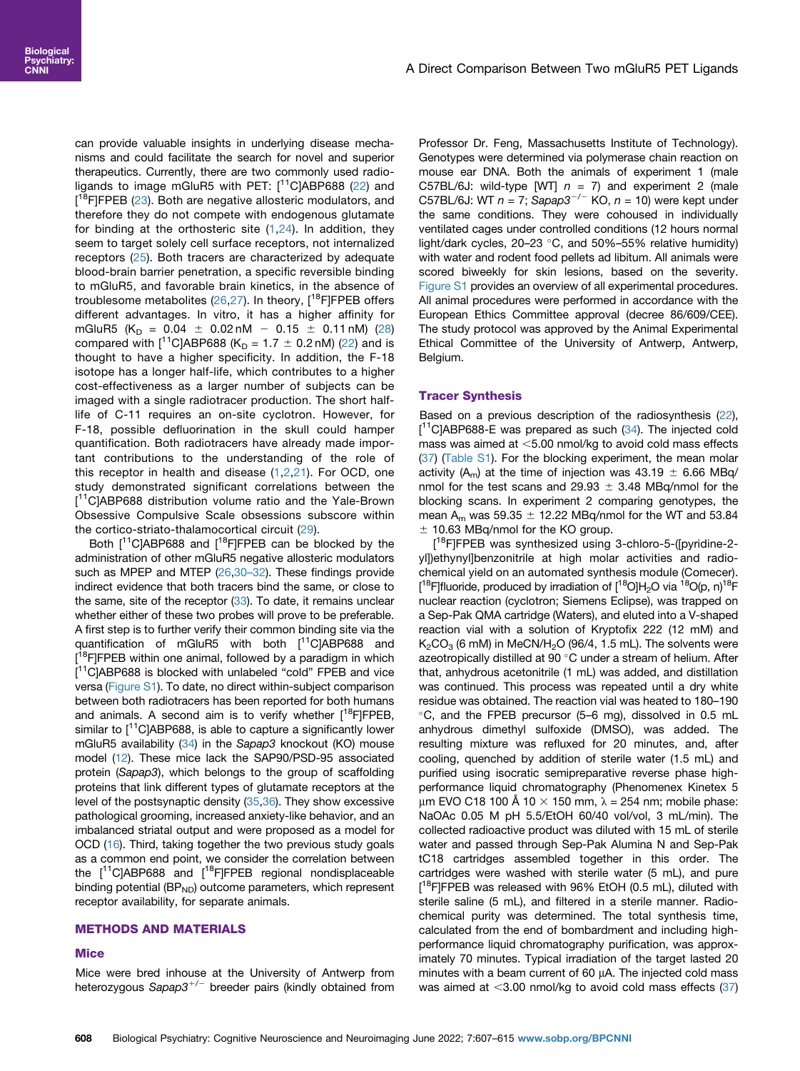can provide valuable insights in underlying disease mechanisms and could facilitate the search for novel and superior therapeutics. Currently, there are two commonly used radioligands to image mGluR5 with PET: [$^{11}$C]ABP688 (22) and [$^{18}$F]FPEB (23). Both are negative allosteric modulators, and therefore they do not compete with endogenous glutamate for binding at the orthosteric site (1,24). In addition, they seem to target solely cell surface receptors, not internalized receptors (25). Both tracers are characterized by adequate blood-brain barrier penetration, a specific reversible binding to mGluR5, and favorable brain kinetics, in the absence of troublesome metabolites (26,27). In theory, [$^{18}$F]FPEB offers different advantages. In vitro, it has a higher affinity for mGluR5 ($K_D$ = 0.04 ± 0.02 nM − 0.15 ± 0.11 nM) (28) compared with [$^{11}$C]ABP688 ($K_D$ = 1.7 ± 0.2 nM) (22) and is thought to have a higher specificity. In addition, the F-18 isotope has a longer half-life, which contributes to a higher cost-effectiveness as a larger number of subjects can be imaged with a single radiotracer production. The short half-life of C-11 requires an on-site cyclotron. However, for F-18, possible defluorination in the skull could hamper quantification. Both radiotracers have already made important contributions to the understanding of the role of this receptor in health and disease (1,2,21). For OCD, one study demonstrated significant correlations between the [$^{11}$C]ABP688 distribution volume ratio and the Yale-Brown Obsessive Compulsive Scale obsessions subscore within the cortico-striato-thalamocortical circuit (29).

Both [$^{11}$C]ABP688 and [$^{18}$F]FPEB can be blocked by the administration of other mGluR5 negative allosteric modulators such as MPEP and MTEP (26,30–32). These findings provide indirect evidence that both tracers bind the same, or close to the same, site of the receptor (33). To date, it remains unclear whether either of these two probes will prove to be preferable. A first step is to further verify their common binding site via the quantification of mGluR5 with both [$^{11}$C]ABP688 and [$^{18}$F]FPEB within one animal, followed by a paradigm in which [$^{11}$C]ABP688 is blocked with unlabeled "cold" FPEB and vice versa (Figure S1). To date, no direct within-subject comparison between both radiotracers has been reported for both humans and animals. A second aim is to verify whether [$^{18}$F]FPEB, similar to [$^{11}$C]ABP688, is able to capture a significantly lower mGluR5 availability (34) in the *Sapap3* knockout (KO) mouse model (12). These mice lack the SAP90/PSD-95 associated protein (*Sapap3*), which belongs to the group of scaffolding proteins that link different types of glutamate receptors at the level of the postsynaptic density (35,36). They show excessive pathological grooming, increased anxiety-like behavior, and an imbalanced striatal output and were proposed as a model for OCD (16). Third, taking together the two previous study goals as a common end point, we consider the correlation between the [$^{11}$C]ABP688 and [$^{18}$F]FPEB regional nondisplaceable binding potential ($BP_{ND}$) outcome parameters, which represent receptor availability, for separate animals.

## METHODS AND MATERIALS

### Mice

Mice were bred inhouse at the University of Antwerp from heterozygous *Sapap3*$^{+/-}$ breeder pairs (kindly obtained from Professor Dr. Feng, Massachusetts Institute of Technology). Genotypes were determined via polymerase chain reaction on mouse ear DNA. Both the animals of experiment 1 (male C57BL/6J: wild-type [WT] $n$ = 7) and experiment 2 (male C57BL/6J: WT $n$ = 7; *Sapap3*$^{-/-}$ KO, $n$ = 10) were kept under the same conditions. They were cohoused in individually ventilated cages under controlled conditions (12 hours normal light/dark cycles, 20–23 °C, and 50%–55% relative humidity) with water and rodent food pellets ad libitum. All animals were scored biweekly for skin lesions, based on the severity. Figure S1 provides an overview of all experimental procedures. All animal procedures were performed in accordance with the European Ethics Committee approval (decree 86/609/CEE). The study protocol was approved by the Animal Experimental Ethical Committee of the University of Antwerp, Antwerp, Belgium.

### Tracer Synthesis

Based on a previous description of the radiosynthesis (22), [$^{11}$C]ABP688-E was prepared as such (34). The injected cold mass was aimed at <5.00 nmol/kg to avoid cold mass effects (37) (Table S1). For the blocking experiment, the mean molar activity ($A_m$) at the time of injection was 43.19 ± 6.66 MBq/nmol for the test scans and 29.93 ± 3.48 MBq/nmol for the blocking scans. In experiment 2 comparing genotypes, the mean $A_m$ was 59.35 ± 12.22 MBq/nmol for the WT and 53.84 ± 10.63 MBq/nmol for the KO group.

[$^{18}$F]FPEB was synthesized using 3-chloro-5-([pyridine-2-yl])ethynyl]benzonitrile at high molar activities and radiochemical yield on an automated synthesis module (Comecer). [$^{18}$F]fluoride, produced by irradiation of [$^{18}$O]$H_2O$ via $^{18}$O(p, n)$^{18}$F nuclear reaction (cyclotron; Siemens Eclipse), was trapped on a Sep-Pak QMA cartridge (Waters), and eluted into a V-shaped reaction vial with a solution of Kryptofix 222 (12 mM) and $K_2CO_3$ (6 mM) in MeCN/$H_2O$ (96/4, 1.5 mL). The solvents were azeotropically distilled at 90 °C under a stream of helium. After that, anhydrous acetonitrile (1 mL) was added, and distillation was continued. This process was repeated until a dry white residue was obtained. The reaction vial was heated to 180–190 °C, and the FPEB precursor (5–6 mg), dissolved in 0.5 mL anhydrous dimethyl sulfoxide (DMSO), was added. The resulting mixture was refluxed for 20 minutes, and, after cooling, quenched by addition of sterile water (1.5 mL) and purified using isocratic semipreparative reverse phase high-performance liquid chromatography (Phenomenex Kinetex 5 μm EVO C18 100 Å 10 × 150 mm, λ = 254 nm; mobile phase: NaOAc 0.05 M pH 5.5/EtOH 60/40 vol/vol, 3 mL/min). The collected radioactive product was diluted with 15 mL of sterile water and passed through Sep-Pak Alumina N and Sep-Pak tC18 cartridges assembled together in this order. The cartridges were washed with sterile water (5 mL), and pure [$^{18}$F]FPEB was released with 96% EtOH (0.5 mL), diluted with sterile saline (5 mL), and filtered in a sterile manner. Radiochemical purity was determined. The total synthesis time, calculated from the end of bombardment and including high-performance liquid chromatography purification, was approximately 70 minutes. Typical irradiation of the target lasted 20 minutes with a beam current of 60 μA. The injected cold mass was aimed at <3.00 nmol/kg to avoid cold mass effects (37)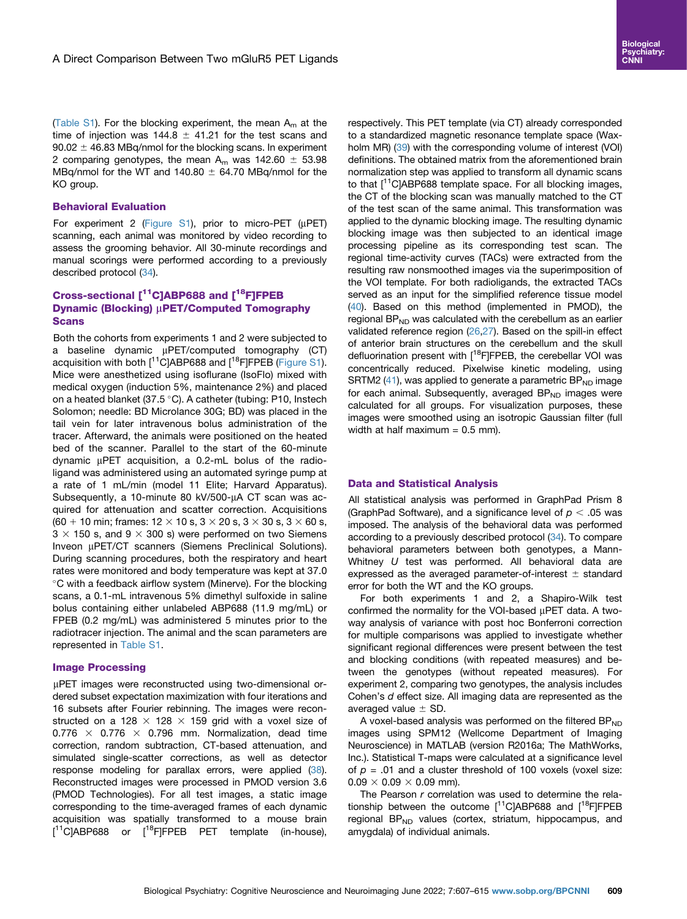(Table S1). For the blocking experiment, the mean $A_m$ at the time of injection was 144.8 ± 41.21 for the test scans and 90.02 ± 46.83 MBq/nmol for the blocking scans. In experiment 2 comparing genotypes, the mean $A_m$ was 142.60 ± 53.98 MBq/nmol for the WT and 140.80 ± 64.70 MBq/nmol for the KO group.

### Behavioral Evaluation

For experiment 2 (Figure S1), prior to micro-PET (μPET) scanning, each animal was monitored by video recording to assess the grooming behavior. All 30-minute recordings and manual scorings were performed according to a previously described protocol (34).

### Cross-sectional [11C]ABP688 and [18F]FPEB Dynamic (Blocking) μPET/Computed Tomography Scans

Both the cohorts from experiments 1 and 2 were subjected to a baseline dynamic μPET/computed tomography (CT) acquisition with both [11C]ABP688 and [18F]FPEB (Figure S1). Mice were anesthetized using isoflurane (IsoFlo) mixed with medical oxygen (induction 5%, maintenance 2%) and placed on a heated blanket (37.5 °C). A catheter (tubing: P10, Instech Solomon; needle: BD Microlance 30G; BD) was placed in the tail vein for later intravenous bolus administration of the tracer. Afterward, the animals were positioned on the heated bed of the scanner. Parallel to the start of the 60-minute dynamic μPET acquisition, a 0.2-mL bolus of the radioligand was administered using an automated syringe pump at a rate of 1 mL/min (model 11 Elite; Harvard Apparatus). Subsequently, a 10-minute 80 kV/500-μA CT scan was acquired for attenuation and scatter correction. Acquisitions (60 + 10 min; frames: 12 × 10 s, 3 × 20 s, 3 × 30 s, 3 × 60 s, 3 × 150 s, and 9 × 300 s) were performed on two Siemens Inveon μPET/CT scanners (Siemens Preclinical Solutions). During scanning procedures, both the respiratory and heart rates were monitored and body temperature was kept at 37.0 °C with a feedback airflow system (Minerve). For the blocking scans, a 0.1-mL intravenous 5% dimethyl sulfoxide in saline bolus containing either unlabeled ABP688 (11.9 mg/mL) or FPEB (0.2 mg/mL) was administered 5 minutes prior to the radiotracer injection. The animal and the scan parameters are represented in Table S1.

### Image Processing

μPET images were reconstructed using two-dimensional ordered subset expectation maximization with four iterations and 16 subsets after Fourier rebinning. The images were reconstructed on a 128 × 128 × 159 grid with a voxel size of 0.776 × 0.776 × 0.796 mm. Normalization, dead time correction, random subtraction, CT-based attenuation, and simulated single-scatter corrections, as well as detector response modeling for parallax errors, were applied (38). Reconstructed images were processed in PMOD version 3.6 (PMOD Technologies). For all test images, a static image corresponding to the time-averaged frames of each dynamic acquisition was spatially transformed to a mouse brain [11C]ABP688 or [18F]FPEB PET template (in-house), respectively. This PET template (via CT) already corresponded to a standardized magnetic resonance template space (Waxholm MR) (39) with the corresponding volume of interest (VOI) definitions. The obtained matrix from the aforementioned brain normalization step was applied to transform all dynamic scans to that [11C]ABP688 template space. For all blocking images, the CT of the blocking scan was manually matched to the CT of the test scan of the same animal. This transformation was applied to the dynamic blocking image. The resulting dynamic blocking image was then subjected to an identical image processing pipeline as its corresponding test scan. The regional time-activity curves (TACs) were extracted from the resulting raw nonsmoothed images via the superimposition of the VOI template. For both radioligands, the extracted TACs served as an input for the simplified reference tissue model (40). Based on this method (implemented in PMOD), the regional $BP_{ND}$ was calculated with the cerebellum as an earlier validated reference region (26,27). Based on the spill-in effect of anterior brain structures on the cerebellum and the skull defluorination present with [18F]FPEB, the cerebellar VOI was concentrically reduced. Pixelwise kinetic modeling, using SRTM2 (41), was applied to generate a parametric $BP_{ND}$ image for each animal. Subsequently, averaged $BP_{ND}$ images were calculated for all groups. For visualization purposes, these images were smoothed using an isotropic Gaussian filter (full width at half maximum = 0.5 mm).

### Data and Statistical Analysis

All statistical analysis was performed in GraphPad Prism 8 (GraphPad Software), and a significance level of $p < .05$ was imposed. The analysis of the behavioral data was performed according to a previously described protocol (34). To compare behavioral parameters between both genotypes, a Mann-Whitney *U* test was performed. All behavioral data are expressed as the averaged parameter-of-interest ± standard error for both the WT and the KO groups.

For both experiments 1 and 2, a Shapiro-Wilk test confirmed the normality for the VOI-based μPET data. A two-way analysis of variance with post hoc Bonferroni correction for multiple comparisons was applied to investigate whether significant regional differences were present between the test and blocking conditions (with repeated measures) and between the genotypes (without repeated measures). For experiment 2, comparing two genotypes, the analysis includes Cohen's *d* effect size. All imaging data are represented as the averaged value ± SD.

A voxel-based analysis was performed on the filtered $BP_{ND}$ images using SPM12 (Wellcome Department of Imaging Neuroscience) in MATLAB (version R2016a; The MathWorks, Inc.). Statistical T-maps were calculated at a significance level of $p = .01$ and a cluster threshold of 100 voxels (voxel size: 0.09 × 0.09 × 0.09 mm).

The Pearson *r* correlation was used to determine the relationship between the outcome [11C]ABP688 and [18F]FPEB regional $BP_{ND}$ values (cortex, striatum, hippocampus, and amygdala) of individual animals.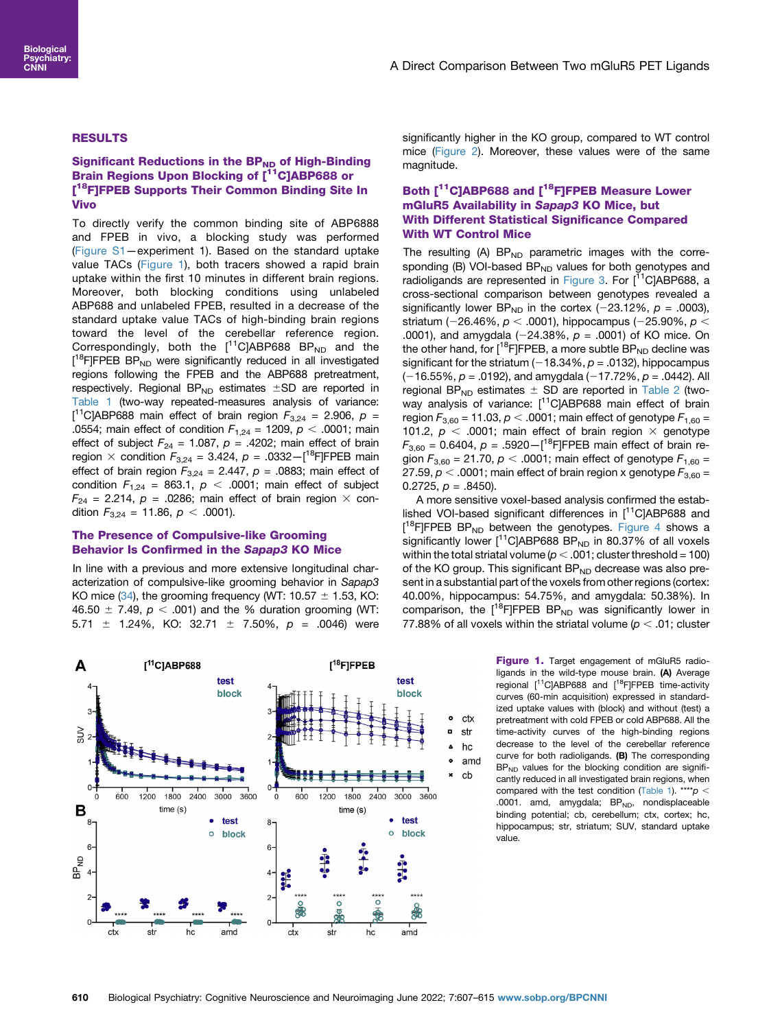## RESULTS

### Significant Reductions in the $BP_{ND}$ of High-Binding Brain Regions Upon Blocking of [$^{11}$C]ABP688 or [$^{18}$F]FPEB Supports Their Common Binding Site In Vivo

To directly verify the common binding site of ABP6888 and FPEB in vivo, a blocking study was performed (Figure S1—experiment 1). Based on the standard uptake value TACs (Figure 1), both tracers showed a rapid brain uptake within the first 10 minutes in different brain regions. Moreover, both blocking conditions using unlabeled ABP688 and unlabeled FPEB, resulted in a decrease of the standard uptake value TACs of high-binding brain regions toward the level of the cerebellar reference region. Correspondingly, both the [$^{11}$C]ABP688 $BP_{ND}$ and the [$^{18}$F]FPEB $BP_{ND}$ were significantly reduced in all investigated regions following the FPEB and the ABP688 pretreatment, respectively. Regional $BP_{ND}$ estimates ±SD are reported in Table 1 (two-way repeated-measures analysis of variance: [$^{11}$C]ABP688 main effect of brain region $F_{3,24}$ = 2.906, $p$ = .0554; main effect of condition $F_{1,24}$ = 1209, $p$ < .0001; main effect of subject $F_{24}$ = 1.087, $p$ = .4202; main effect of brain region × condition $F_{3,24}$ = 3.424, $p$ = .0332—[$^{18}$F]FPEB main effect of brain region $F_{3,24}$ = 2.447, $p$ = .0883; main effect of condition $F_{1,24}$ = 863.1, $p$ < .0001; main effect of subject $F_{24}$ = 2.214, $p$ = .0286; main effect of brain region × condition $F_{3,24}$ = 11.86, $p$ < .0001).

### The Presence of Compulsive-like Grooming Behavior Is Confirmed in the *Sapap3* KO Mice

In line with a previous and more extensive longitudinal characterization of compulsive-like grooming behavior in *Sapap3* KO mice (34), the grooming frequency (WT: 10.57 ± 1.53, KO: 46.50 ± 7.49, $p$ < .001) and the % duration grooming (WT: 5.71 ± 1.24%, KO: 32.71 ± 7.50%, $p$ = .0046) were significantly higher in the KO group, compared to WT control mice (Figure 2). Moreover, these values were of the same magnitude.

### Both [$^{11}$C]ABP688 and [$^{18}$F]FPEB Measure Lower mGluR5 Availability in *Sapap3* KO Mice, but With Different Statistical Significance Compared With WT Control Mice

The resulting (A) $BP_{ND}$ parametric images with the corresponding (B) VOI-based $BP_{ND}$ values for both genotypes and radioligands are represented in Figure 3. For [$^{11}$C]ABP688, a cross-sectional comparison between genotypes revealed a significantly lower $BP_{ND}$ in the cortex (−23.12%, $p$ = .0003), striatum (−26.46%, $p$ < .0001), hippocampus (−25.90%, $p$ < .0001), and amygdala (−24.38%, $p$ = .0001) of KO mice. On the other hand, for [$^{18}$F]FPEB, a more subtle $BP_{ND}$ decline was significant for the striatum (−18.34%, $p$ = .0132), hippocampus (−16.55%, $p$ = .0192), and amygdala (−17.72%, $p$ = .0442). All regional $BP_{ND}$ estimates ± SD are reported in Table 2 (two-way analysis of variance: [$^{11}$C]ABP688 main effect of brain region $F_{3,60}$ = 11.03, $p$ < .0001; main effect of genotype $F_{1,60}$ = 101.2, $p$ < .0001; main effect of brain region × genotype $F_{3,60}$ = 0.6404, $p$ = .5920—[$^{18}$F]FPEB main effect of brain region $F_{3,60}$ = 21.70, $p$ < .0001; main effect of genotype $F_{1,60}$ = 27.59, $p$ < .0001; main effect of brain region x genotype $F_{3,60}$ = 0.2725, $p$ = .8450).

A more sensitive voxel-based analysis confirmed the established VOI-based significant differences in [$^{11}$C]ABP688 and [$^{18}$F]FPEB $BP_{ND}$ between the genotypes. Figure 4 shows a significantly lower [$^{11}$C]ABP688 $BP_{ND}$ in 80.37% of all voxels within the total striatal volume ($p$ < .001; cluster threshold = 100) of the KO group. This significant $BP_{ND}$ decrease was also present in a substantial part of the voxels from other regions (cortex: 40.00%, hippocampus: 54.75%, and amygdala: 50.38%). In comparison, the [$^{18}$F]FPEB $BP_{ND}$ was significantly lower in 77.88% of all voxels within the striatal volume ($p$ < .01; cluster

**Figure 1.** Target engagement of mGluR5 radioligands in the wild-type mouse brain. **(A)** Average regional [$^{11}$C]ABP688 and [$^{18}$F]FPEB time-activity curves (60-min acquisition) expressed in standardized uptake values with (block) and without (test) a pretreatment with cold FPEB or cold ABP688. All the time-activity curves of the high-binding regions decrease to the level of the cerebellar reference curve for both radioligands. **(B)** The corresponding $BP_{ND}$ values for the blocking condition are significantly reduced in all investigated brain regions, when compared with the test condition (Table 1). ****$p$ < .0001. amd, amygdala; $BP_{ND}$, nondisplaceable binding potential; cb, cerebellum; ctx, cortex; hc, hippocampus; str, striatum; SUV, standard uptake value.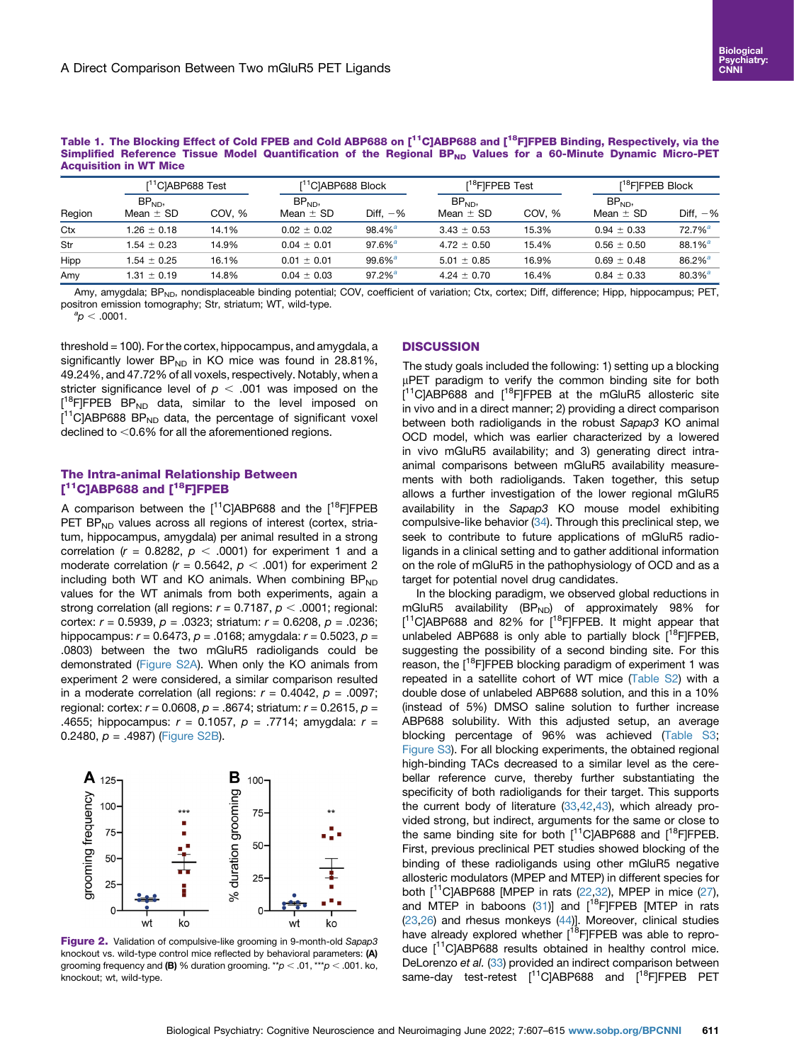**Table 1. The Blocking Effect of Cold FPEB and Cold ABP688 on [11C]ABP688 and [18F]FPEB Binding, Respectively, via the Simplified Reference Tissue Model Quantification of the Regional $BP_{ND}$ Values for a 60-Minute Dynamic Micro-PET Acquisition in WT Mice**

| | [11C]ABP688 Test | | [11C]ABP688 Block | | [18F]FPEB Test | | [18F]FPEB Block | |
|---|---|---|---|---|---|---|---|---|
| Region | $BP_{ND}$, Mean ± SD | COV, % | $BP_{ND}$, Mean ± SD | Diff, −% | $BP_{ND}$, Mean ± SD | COV, % | $BP_{ND}$, Mean ± SD | Diff, −% |
| Ctx | 1.26 ± 0.18 | 14.1% | 0.02 ± 0.02 | 98.4%[a] | 3.43 ± 0.53 | 15.3% | 0.94 ± 0.33 | 72.7%[a] |
| Str | 1.54 ± 0.23 | 14.9% | 0.04 ± 0.01 | 97.6%[a] | 4.72 ± 0.50 | 15.4% | 0.56 ± 0.50 | 88.1%[a] |
| Hipp | 1.54 ± 0.25 | 16.1% | 0.01 ± 0.01 | 99.6%[a] | 5.01 ± 0.85 | 16.9% | 0.69 ± 0.48 | 86.2%[a] |
| Amy | 1.31 ± 0.19 | 14.8% | 0.04 ± 0.03 | 97.2%[a] | 4.24 ± 0.70 | 16.4% | 0.84 ± 0.33 | 80.3%[a] |

Amy, amygdala; $BP_{ND}$, nondisplaceable binding potential; COV, coefficient of variation; Ctx, cortex; Diff, difference; Hipp, hippocampus; PET, positron emission tomography; Str, striatum; WT, wild-type.

[a] $p < .0001$.

threshold = 100). For the cortex, hippocampus, and amygdala, a significantly lower $BP_{ND}$ in KO mice was found in 28.81%, 49.24%, and 47.72% of all voxels, respectively. Notably, when a stricter significance level of $p < .001$ was imposed on the [18F]FPEB $BP_{ND}$ data, similar to the level imposed on [11C]ABP688 $BP_{ND}$ data, the percentage of significant voxel declined to <0.6% for all the aforementioned regions.

### The Intra-animal Relationship Between [11C]ABP688 and [18F]FPEB

A comparison between the [11C]ABP688 and the [18F]FPEB PET $BP_{ND}$ values across all regions of interest (cortex, striatum, hippocampus, amygdala) per animal resulted in a strong correlation ($r = 0.8282$, $p < .0001$) for experiment 1 and a moderate correlation ($r = 0.5642$, $p < .001$) for experiment 2 including both WT and KO animals. When combining $BP_{ND}$ values for the WT animals from both experiments, again a strong correlation (all regions: $r = 0.7187$, $p < .0001$; regional: cortex: $r = 0.5939$, $p = .0323$; striatum: $r = 0.6208$, $p = .0236$; hippocampus: $r = 0.6473$, $p = .0168$; amygdala: $r = 0.5023$, $p = .0803$) between the two mGluR5 radioligands could be demonstrated (Figure S2A). When only the KO animals from experiment 2 were considered, a similar comparison resulted in a moderate correlation (all regions: $r = 0.4042$, $p = .0097$; regional: cortex: $r = 0.0608$, $p = .8674$; striatum: $r = 0.2615$, $p = .4655$; hippocampus: $r = 0.1057$, $p = .7714$; amygdala: $r = 0.2480$, $p = .4987$) (Figure S2B).

**Figure 2.** Validation of compulsive-like grooming in 9-month-old *Sapap3* knockout vs. wild-type control mice reflected by behavioral parameters: **(A)** grooming frequency and **(B)** % duration grooming. \*\*$p < .01$, \*\*\*$p < .001$. ko, knockout; wt, wild-type.

## DISCUSSION

The study goals included the following: 1) setting up a blocking µPET paradigm to verify the common binding site for both [11C]ABP688 and [18F]FPEB at the mGluR5 allosteric site in vivo and in a direct manner; 2) providing a direct comparison between both radioligands in the robust *Sapap3* KO animal OCD model, which was earlier characterized by a lowered in vivo mGluR5 availability; and 3) generating direct intra-animal comparisons between mGluR5 availability measurements with both radioligands. Taken together, this setup allows a further investigation of the lower regional mGluR5 availability in the *Sapap3* KO mouse model exhibiting compulsive-like behavior (34). Through this preclinical step, we seek to contribute to future applications of mGluR5 radioligands in a clinical setting and to gather additional information on the role of mGluR5 in the pathophysiology of OCD and as a target for potential novel drug candidates.

In the blocking paradigm, we observed global reductions in mGluR5 availability ($BP_{ND}$) of approximately 98% for [11C]ABP688 and 82% for [18F]FPEB. It might appear that unlabeled ABP688 is only able to partially block [18F]FPEB, suggesting the possibility of a second binding site. For this reason, the [18F]FPEB blocking paradigm of experiment 1 was repeated in a satellite cohort of WT mice (Table S2) with a double dose of unlabeled ABP688 solution, and this in a 10% (instead of 5%) DMSO saline solution to further increase ABP688 solubility. With this adjusted setup, an average blocking percentage of 96% was achieved (Table S3; Figure S3). For all blocking experiments, the obtained regional high-binding TACs decreased to a similar level as the cerebellar reference curve, thereby further substantiating the specificity of both radioligands for their target. This supports the current body of literature (33,42,43), which already provided strong, but indirect, arguments for the same or close to the same binding site for both [11C]ABP688 and [18F]FPEB. First, previous preclinical PET studies showed blocking of the binding of these radioligands using other mGluR5 negative allosteric modulators (MPEP and MTEP) in different species for both [11C]ABP688 [MPEP in rats (22,32), MPEP in mice (27), and MTEP in baboons (31)] and [18F]FPEB [MTEP in rats (23,26) and rhesus monkeys (44)]. Moreover, clinical studies have already explored whether [18F]FPEB was able to reproduce [11C]ABP688 results obtained in healthy control mice. DeLorenzo *et al.* (33) provided an indirect comparison between same-day test-retest [11C]ABP688 and [18F]FPEB PET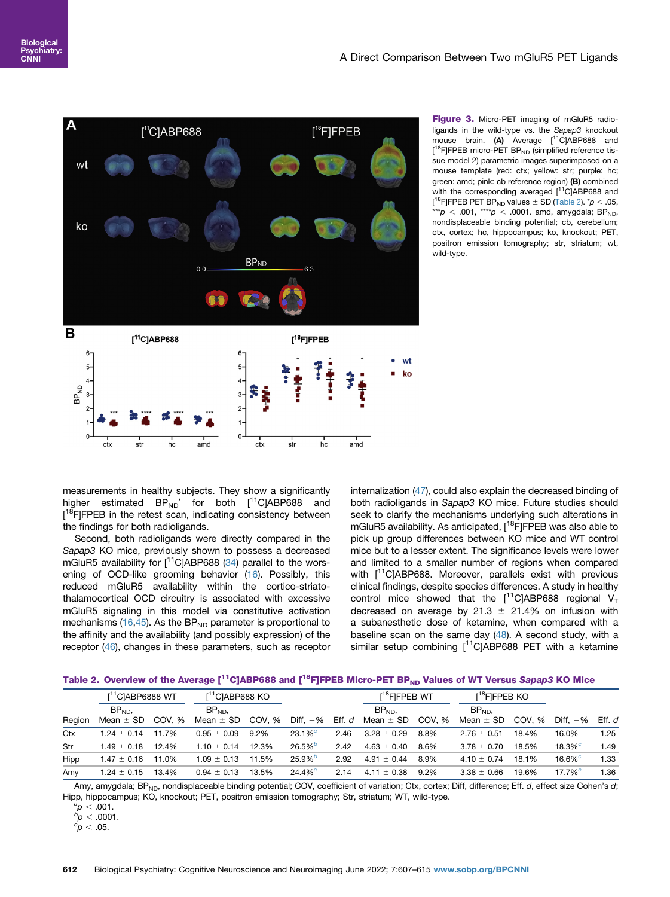**Figure 3.** Micro-PET imaging of mGluR5 radioligands in the wild-type vs. the *Sapap3* knockout mouse brain. **(A)** Average [[11]C]ABP688 and [[18]F]FPEB micro-PET $BP_{ND}$ (simplified reference tissue model 2) parametric images superimposed on a mouse template (red: ctx; yellow: str; purple: hc; green: amd; pink: cb reference region) **(B)** combined with the corresponding averaged [[11]C]ABP688 and [[18]F]FPEB PET $BP_{ND}$ values ± SD (Table 2). \*$p < .05$, \*\*\*$p < .001$, \*\*\*\*$p < .0001$. amd, amygdala; $BP_{ND}$, nondisplaceable binding potential; cb, cerebellum; ctx, cortex; hc, hippocampus; ko, knockout; PET, positron emission tomography; str, striatum; wt, wild-type.

measurements in healthy subjects. They show a significantly higher estimated $BP_{ND}'$ for both [[11]C]ABP688 and [[18]F]FPEB in the retest scan, indicating consistency between the findings for both radioligands.

Second, both radioligands were directly compared in the *Sapap3* KO mice, previously shown to possess a decreased mGluR5 availability for [[11]C]ABP688 (34) parallel to the worsening of OCD-like grooming behavior (16). Possibly, this reduced mGluR5 availability within the cortico-striato-thalamocortical OCD circuitry is associated with excessive mGluR5 signaling in this model via constitutive activation mechanisms (16,45). As the $BP_{ND}$ parameter is proportional to the affinity and the availability (and possibly expression) of the receptor (46), changes in these parameters, such as receptor internalization (47), could also explain the decreased binding of both radioligands in *Sapap3* KO mice. Future studies should seek to clarify the mechanisms underlying such alterations in mGluR5 availability. As anticipated, [[18]F]FPEB was also able to pick up group differences between KO mice and WT control mice but to a lesser extent. The significance levels were lower and limited to a smaller number of regions when compared with [[11]C]ABP688. Moreover, parallels exist with previous clinical findings, despite species differences. A study in healthy control mice showed that the [[11]C]ABP688 regional $V_T$ decreased on average by 21.3 ± 21.4% on infusion with a subanesthetic dose of ketamine, when compared with a baseline scan on the same day (48). A second study, with a similar setup combining [[11]C]ABP688 PET with a ketamine

**Table 2. Overview of the Average [[11]C]ABP688 and [[18]F]FPEB Micro-PET $BP_{ND}$ Values of WT Versus *Sapap3* KO Mice**

| | [[11]C]ABP6888 WT | | [[11]C]ABP688 KO | | | | [[18]F]FPEB WT | | [[18]F]FPEB KO | | | |
|---|---|---|---|---|---|---|---|---|---|---|---|---|
| Region | $BP_{ND}$, Mean ± SD | COV, % | $BP_{ND}$, Mean ± SD | COV, % | Diff, −% | Eff. *d* | $BP_{ND}$, Mean ± SD | COV, % | $BP_{ND}$, Mean ± SD | COV, % | Diff, −% | Eff. *d* |
| Ctx | 1.24 ± 0.14 | 11.7% | 0.95 ± 0.09 | 9.2% | 23.1%[a] | 2.46 | 3.28 ± 0.29 | 8.8% | 2.76 ± 0.51 | 18.4% | 16.0% | 1.25 |
| Str | 1.49 ± 0.18 | 12.4% | 1.10 ± 0.14 | 12.3% | 26.5%[b] | 2.42 | 4.63 ± 0.40 | 8.6% | 3.78 ± 0.70 | 18.5% | 18.3%[c] | 1.49 |
| Hipp | 1.47 ± 0.16 | 11.0% | 1.09 ± 0.13 | 11.5% | 25.9%[b] | 2.92 | 4.91 ± 0.44 | 8.9% | 4.10 ± 0.74 | 18.1% | 16.6%[c] | 1.33 |
| Amy | 1.24 ± 0.15 | 13.4% | 0.94 ± 0.13 | 13.5% | 24.4%[a] | 2.14 | 4.11 ± 0.38 | 9.2% | 3.38 ± 0.66 | 19.6% | 17.7%[c] | 1.36 |

Amy, amygdala; $BP_{ND}$, nondisplaceable binding potential; COV, coefficient of variation; Ctx, cortex; Diff, difference; Eff. *d*, effect size Cohen's *d*; Hipp, hippocampus; KO, knockout; PET, positron emission tomography; Str, striatum; WT, wild-type.

[a]$p < .001$.

[b]$p < .0001$.

[c]$p < .05$.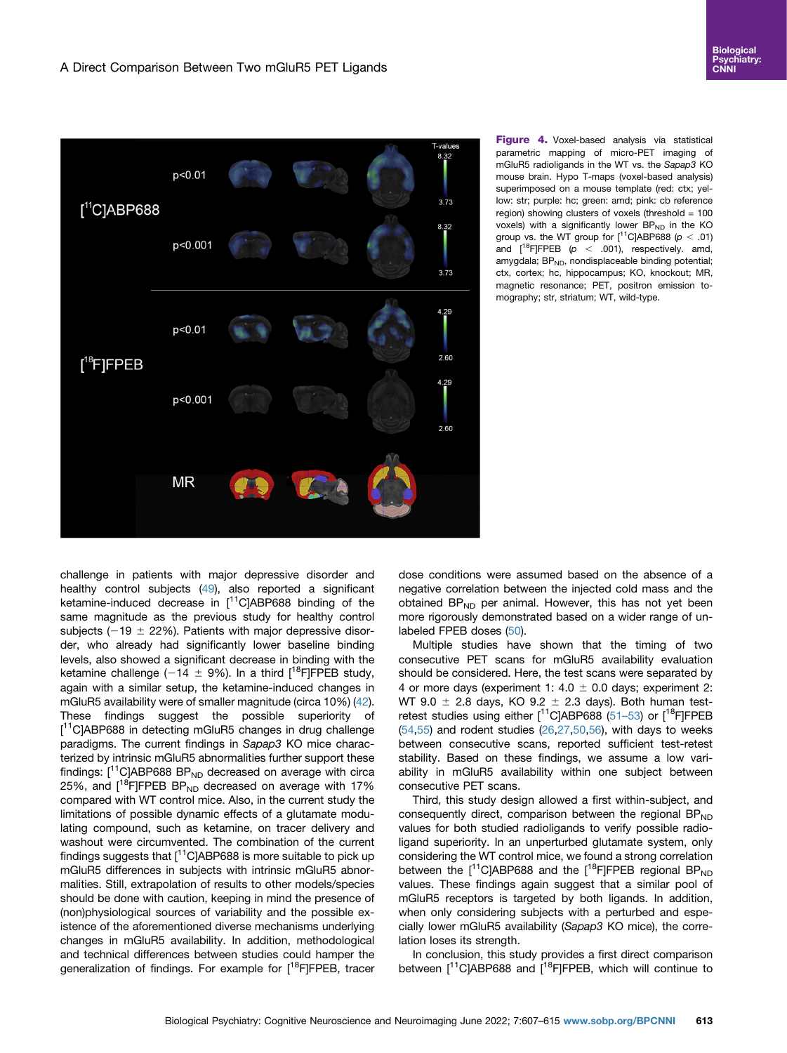**Figure 4.** Voxel-based analysis via statistical parametric mapping of micro-PET imaging of mGluR5 radioligands in the WT vs. the *Sapap3* KO mouse brain. Hypo T-maps (voxel-based analysis) superimposed on a mouse template (red: ctx; yellow: str; purple: hc; green: amd; pink: cb reference region) showing clusters of voxels (threshold = 100 voxels) with a significantly lower $BP_{ND}$ in the KO group vs. the WT group for [$^{11}$C]ABP688 ($p < .01$) and [$^{18}$F]FPEB ($p < .001$), respectively. amd, amygdala; $BP_{ND}$, nondisplaceable binding potential; ctx, cortex; hc, hippocampus; KO, knockout; MR, magnetic resonance; PET, positron emission tomography; str, striatum; WT, wild-type.

challenge in patients with major depressive disorder and healthy control subjects (49), also reported a significant ketamine-induced decrease in [$^{11}$C]ABP688 binding of the same magnitude as the previous study for healthy control subjects ($-19 \pm 22\%$). Patients with major depressive disorder, who already had significantly lower baseline binding levels, also showed a significant decrease in binding with the ketamine challenge ($-14 \pm 9\%$). In a third [$^{18}$F]FPEB study, again with a similar setup, the ketamine-induced changes in mGluR5 availability were of smaller magnitude (circa 10%) (42). These findings suggest the possible superiority of [$^{11}$C]ABP688 in detecting mGluR5 changes in drug challenge paradigms. The current findings in *Sapap3* KO mice characterized by intrinsic mGluR5 abnormalities further support these findings: [$^{11}$C]ABP688 $BP_{ND}$ decreased on average with circa 25%, and [$^{18}$F]FPEB $BP_{ND}$ decreased on average with 17% compared with WT control mice. Also, in the current study the limitations of possible dynamic effects of a glutamate modulating compound, such as ketamine, on tracer delivery and washout were circumvented. The combination of the current findings suggests that [$^{11}$C]ABP688 is more suitable to pick up mGluR5 differences in subjects with intrinsic mGluR5 abnormalities. Still, extrapolation of results to other models/species should be done with caution, keeping in mind the presence of (non)physiological sources of variability and the possible existence of the aforementioned diverse mechanisms underlying changes in mGluR5 availability. In addition, methodological and technical differences between studies could hamper the generalization of findings. For example for [$^{18}$F]FPEB, tracer dose conditions were assumed based on the absence of a negative correlation between the injected cold mass and the obtained $BP_{ND}$ per animal. However, this has not yet been more rigorously demonstrated based on a wider range of unlabeled FPEB doses (50).

Multiple studies have shown that the timing of two consecutive PET scans for mGluR5 availability evaluation should be considered. Here, the test scans were separated by 4 or more days (experiment 1: $4.0 \pm 0.0$ days; experiment 2: WT $9.0 \pm 2.8$ days, KO $9.2 \pm 2.3$ days). Both human test-retest studies using either [$^{11}$C]ABP688 (51–53) or [$^{18}$F]FPEB (54,55) and rodent studies (26,27,50,56), with days to weeks between consecutive scans, reported sufficient test-retest stability. Based on these findings, we assume a low variability in mGluR5 availability within one subject between consecutive PET scans.

Third, this study design allowed a first within-subject, and consequently direct, comparison between the regional $BP_{ND}$ values for both studied radioligands to verify possible radioligand superiority. In an unperturbed glutamate system, only considering the WT control mice, we found a strong correlation between the [$^{11}$C]ABP688 and the [$^{18}$F]FPEB regional $BP_{ND}$ values. These findings again suggest that a similar pool of mGluR5 receptors is targeted by both ligands. In addition, when only considering subjects with a perturbed and especially lower mGluR5 availability (*Sapap3* KO mice), the correlation loses its strength.

In conclusion, this study provides a first direct comparison between [$^{11}$C]ABP688 and [$^{18}$F]FPEB, which will continue to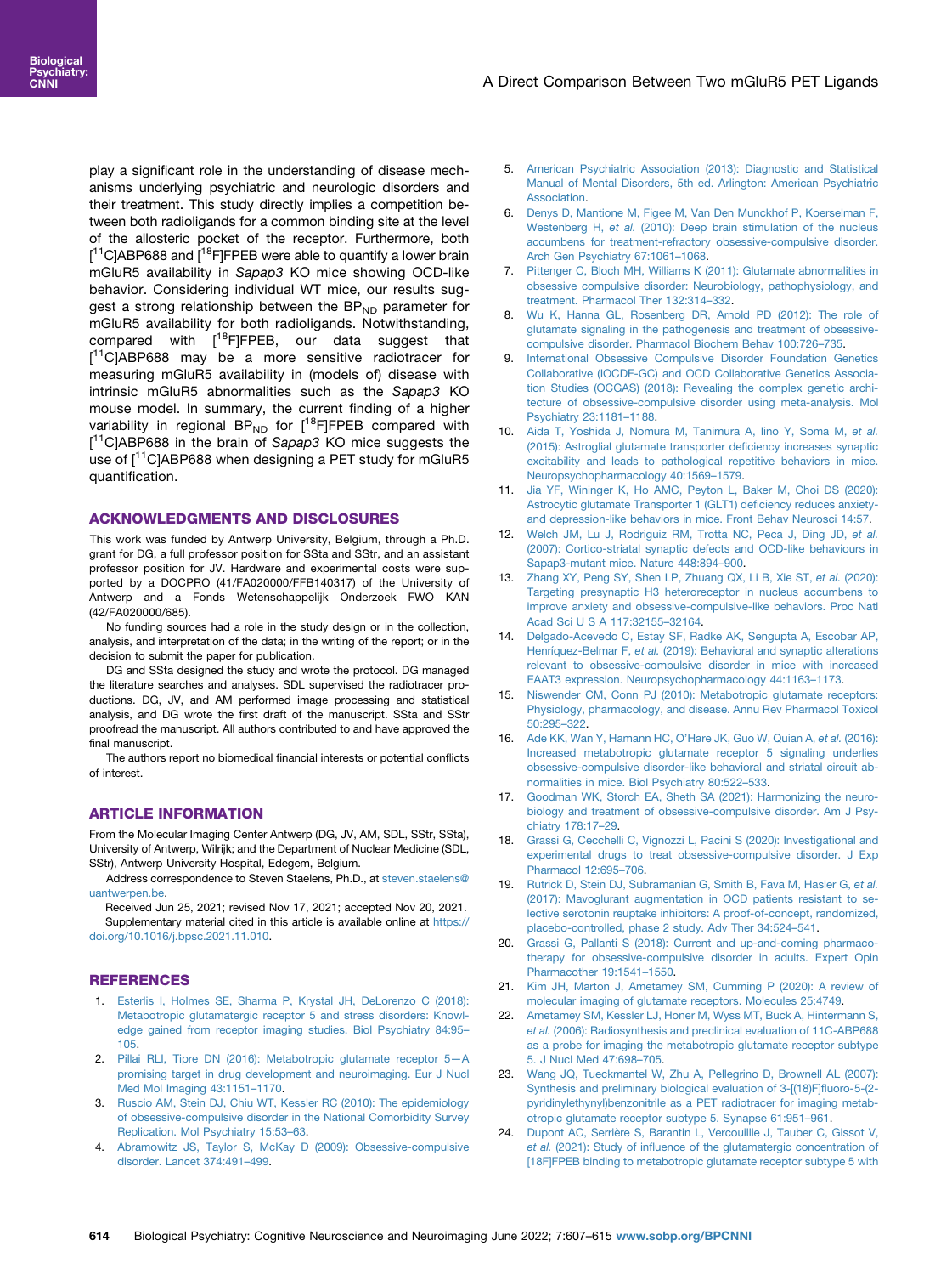play a significant role in the understanding of disease mechanisms underlying psychiatric and neurologic disorders and their treatment. This study directly implies a competition between both radioligands for a common binding site at the level of the allosteric pocket of the receptor. Furthermore, both [$^{11}$C]ABP688 and [$^{18}$F]FPEB were able to quantify a lower brain mGluR5 availability in *Sapap3* KO mice showing OCD-like behavior. Considering individual WT mice, our results suggest a strong relationship between the $BP_{ND}$ parameter for mGluR5 availability for both radioligands. Notwithstanding, compared with [$^{18}$F]FPEB, our data suggest that [$^{11}$C]ABP688 may be a more sensitive radiotracer for measuring mGluR5 availability in (models of) disease with intrinsic mGluR5 abnormalities such as the *Sapap3* KO mouse model. In summary, the current finding of a higher variability in regional $BP_{ND}$ for [$^{18}$F]FPEB compared with [$^{11}$C]ABP688 in the brain of *Sapap3* KO mice suggests the use of [$^{11}$C]ABP688 when designing a PET study for mGluR5 quantification.

## ACKNOWLEDGMENTS AND DISCLOSURES

This work was funded by Antwerp University, Belgium, through a Ph.D. grant for DG, a full professor position for SSta and SStr, and an assistant professor position for JV. Hardware and experimental costs were supported by a DOCPRO (41/FA020000/FFB140317) of the University of Antwerp and a Fonds Wetenschappelijk Onderzoek FWO KAN (42/FA020000/685).

No funding sources had a role in the study design or in the collection, analysis, and interpretation of the data; in the writing of the report; or in the decision to submit the paper for publication.

DG and SSta designed the study and wrote the protocol. DG managed the literature searches and analyses. SDL supervised the radiotracer productions. DG, JV, and AM performed image processing and statistical analysis, and DG wrote the first draft of the manuscript. SSta and SStr proofread the manuscript. All authors contributed to and have approved the final manuscript.

The authors report no biomedical financial interests or potential conflicts of interest.

## ARTICLE INFORMATION

From the Molecular Imaging Center Antwerp (DG, JV, AM, SDL, SStr, SSta), University of Antwerp, Wilrijk; and the Department of Nuclear Medicine (SDL, SStr), Antwerp University Hospital, Edegem, Belgium.

Address correspondence to Steven Staelens, Ph.D., at steven.staelens@uantwerpen.be.

Received Jun 25, 2021; revised Nov 17, 2021; accepted Nov 20, 2021.

Supplementary material cited in this article is available online at https://doi.org/10.1016/j.bpsc.2021.11.010.

## REFERENCES

1. Esterlis I, Holmes SE, Sharma P, Krystal JH, DeLorenzo C (2018): Metabotropic glutamatergic receptor 5 and stress disorders: Knowledge gained from receptor imaging studies. Biol Psychiatry 84:95–105.
2. Pillai RLI, Tipre DN (2016): Metabotropic glutamate receptor 5—A promising target in drug development and neuroimaging. Eur J Nucl Med Mol Imaging 43:1151–1170.
3. Ruscio AM, Stein DJ, Chiu WT, Kessler RC (2010): The epidemiology of obsessive-compulsive disorder in the National Comorbidity Survey Replication. Mol Psychiatry 15:53–63.
4. Abramowitz JS, Taylor S, McKay D (2009): Obsessive-compulsive disorder. Lancet 374:491–499.
5. American Psychiatric Association (2013): Diagnostic and Statistical Manual of Mental Disorders, 5th ed. Arlington: American Psychiatric Association.
6. Denys D, Mantione M, Figee M, Van Den Munckhof P, Koerselman F, Westenberg H, *et al.* (2010): Deep brain stimulation of the nucleus accumbens for treatment-refractory obsessive-compulsive disorder. Arch Gen Psychiatry 67:1061–1068.
7. Pittenger C, Bloch MH, Williams K (2011): Glutamate abnormalities in obsessive compulsive disorder: Neurobiology, pathophysiology, and treatment. Pharmacol Ther 132:314–332.
8. Wu K, Hanna GL, Rosenberg DR, Arnold PD (2012): The role of glutamate signaling in the pathogenesis and treatment of obsessive-compulsive disorder. Pharmacol Biochem Behav 100:726–735.
9. International Obsessive Compulsive Disorder Foundation Genetics Collaborative (IOCDF-GC) and OCD Collaborative Genetics Association Studies (OCGAS) (2018): Revealing the complex genetic architecture of obsessive-compulsive disorder using meta-analysis. Mol Psychiatry 23:1181–1188.
10. Aida T, Yoshida J, Nomura M, Tanimura A, Iino Y, Soma M, *et al.* (2015): Astroglial glutamate transporter deficiency increases synaptic excitability and leads to pathological repetitive behaviors in mice. Neuropsychopharmacology 40:1569–1579.
11. Jia YF, Wininger K, Ho AMC, Peyton L, Baker M, Choi DS (2020): Astrocytic glutamate Transporter 1 (GLT1) deficiency reduces anxiety- and depression-like behaviors in mice. Front Behav Neurosci 14:57.
12. Welch JM, Lu J, Rodriguiz RM, Trotta NC, Peca J, Ding JD, *et al.* (2007): Cortico-striatal synaptic defects and OCD-like behaviours in Sapap3-mutant mice. Nature 448:894–900.
13. Zhang XY, Peng SY, Shen LP, Zhuang QX, Li B, Xie ST, *et al.* (2020): Targeting presynaptic H3 heteroreceptor in nucleus accumbens to improve anxiety and obsessive-compulsive-like behaviors. Proc Natl Acad Sci U S A 117:32155–32164.
14. Delgado-Acevedo C, Estay SF, Radke AK, Sengupta A, Escobar AP, Henríquez-Belmar F, *et al.* (2019): Behavioral and synaptic alterations relevant to obsessive-compulsive disorder in mice with increased EAAT3 expression. Neuropsychopharmacology 44:1163–1173.
15. Niswender CM, Conn PJ (2010): Metabotropic glutamate receptors: Physiology, pharmacology, and disease. Annu Rev Pharmacol Toxicol 50:295–322.
16. Ade KK, Wan Y, Hamann HC, O'Hare JK, Guo W, Quian A, *et al.* (2016): Increased metabotropic glutamate receptor 5 signaling underlies obsessive-compulsive disorder-like behavioral and striatal circuit abnormalities in mice. Biol Psychiatry 80:522–533.
17. Goodman WK, Storch EA, Sheth SA (2021): Harmonizing the neurobiology and treatment of obsessive-compulsive disorder. Am J Psychiatry 178:17–29.
18. Grassi G, Cecchelli C, Vignozzi L, Pacini S (2020): Investigational and experimental drugs to treat obsessive-compulsive disorder. J Exp Pharmacol 12:695–706.
19. Rutrick D, Stein DJ, Subramanian G, Smith B, Fava M, Hasler G, *et al.* (2017): Mavoglurant augmentation in OCD patients resistant to selective serotonin reuptake inhibitors: A proof-of-concept, randomized, placebo-controlled, phase 2 study. Adv Ther 34:524–541.
20. Grassi G, Pallanti S (2018): Current and up-and-coming pharmacotherapy for obsessive-compulsive disorder in adults. Expert Opin Pharmacother 19:1541–1550.
21. Kim JH, Marton J, Ametamey SM, Cumming P (2020): A review of molecular imaging of glutamate receptors. Molecules 25:4749.
22. Ametamey SM, Kessler LJ, Honer M, Wyss MT, Buck A, Hintermann S, *et al.* (2006): Radiosynthesis and preclinical evaluation of 11C-ABP688 as a probe for imaging the metabotropic glutamate receptor subtype 5. J Nucl Med 47:698–705.
23. Wang JQ, Tueckmantel W, Zhu A, Pellegrino D, Brownell AL (2007): Synthesis and preliminary biological evaluation of 3-[(18)F]fluoro-5-(2-pyridinylethynyl)benzonitrile as a PET radiotracer for imaging metabotropic glutamate receptor subtype 5. Synapse 61:951–961.
24. Dupont AC, Serrière S, Barantin L, Vercouillie J, Tauber C, Gissot V, *et al.* (2021): Study of influence of the glutamatergic concentration of [18F]FPEB binding to metabotropic glutamate receptor subtype 5 with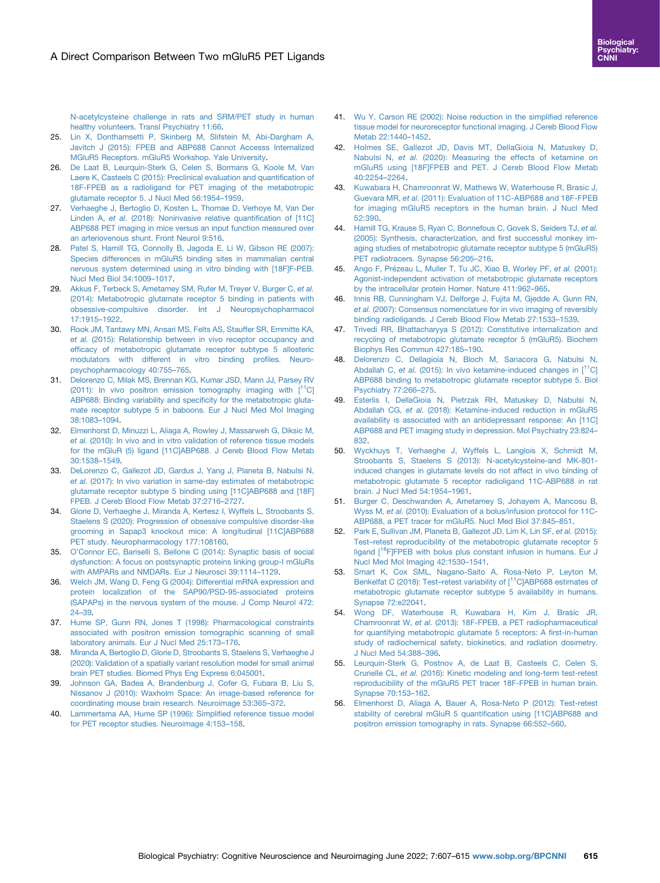N-acetylcysteine challenge in rats and SRM/PET study in human healthy volunteers. Transl Psychiatry 11:66.

25. Lin X, Donthamsetti P, Skinberg M, Slifstein M, Abi-Dargham A, Javitch J (2015): FPEB and ABP688 Cannot Accesss Internalized MGluR5 Receptors. mGluR5 Workshop. Yale University.
26. De Laat B, Leurquin-Sterk G, Celen S, Bormans G, Koole M, Van Laere K, Casteels C (2015): Preclinical evaluation and quantification of 18F-FPEB as a radioligand for PET imaging of the metabotropic glutamate receptor 5. J Nucl Med 56:1954–1959.
27. Verhaeghe J, Bertoglio D, Kosten L, Thomae D, Verhoye M, Van Der Linden A, *et al.* (2018): Noninvasive relative quantification of [11C] ABP688 PET imaging in mice versus an input function measured over an arteriovenous shunt. Front Neurol 9:516.
28. Patel S, Hamill TG, Connolly B, Jagoda E, Li W, Gibson RE (2007): Species differences in mGluR5 binding sites in mammalian central nervous system determined using in vitro binding with [18F]F-PEB. Nucl Med Biol 34:1009–1017.
29. Akkus F, Terbeck S, Ametamey SM, Rufer M, Treyer V, Burger C, *et al.* (2014): Metabotropic glutamate receptor 5 binding in patients with obsessive-compulsive disorder. Int J Neuropsychopharmacol 17:1915–1922.
30. Rook JM, Tantawy MN, Ansari MS, Felts AS, Stauffer SR, Emmitte KA, *et al.* (2015): Relationship between in vivo receptor occupancy and efficacy of metabotropic glutamate receptor subtype 5 allosteric modulators with different in vitro binding profiles. Neuropsychopharmacology 40:755–765.
31. Delorenzo C, Milak MS, Brennan KG, Kumar JSD, Mann JJ, Parsey RV (2011): In vivo positron emission tomography imaging with [[11]C] ABP688: Binding variability and specificity for the metabotropic glutamate receptor subtype 5 in baboons. Eur J Nucl Med Mol Imaging 38:1083–1094.
32. Elmenhorst D, Minuzzi L, Aliaga A, Rowley J, Massarweh G, Diksic M, *et al.* (2010): In vivo and in vitro validation of reference tissue models for the mGluR (5) ligand [11C]ABP688. J Cereb Blood Flow Metab 30:1538–1549.
33. DeLorenzo C, Gallezot JD, Gardus J, Yang J, Planeta B, Nabulsi N, *et al.* (2017): In vivo variation in same-day estimates of metabotropic glutamate receptor subtype 5 binding using [11C]ABP688 and [18F] FPEB. J Cereb Blood Flow Metab 37:2716–2727.
34. Glorie D, Verhaeghe J, Miranda A, Kertesz I, Wyffels L, Stroobants S, Staelens S (2020): Progression of obsessive compulsive disorder-like grooming in Sapap3 knockout mice: A longitudinal [11C]ABP688 PET study. Neuropharmacology 177:108160.
35. O'Connor EC, Bariselli S, Bellone C (2014): Synaptic basis of social dysfunction: A focus on postsynaptic proteins linking group-I mGluRs with AMPARs and NMDARs. Eur J Neurosci 39:1114–1129.
36. Welch JM, Wang D, Feng G (2004): Differential mRNA expression and protein localization of the SAP90/PSD-95-associated proteins (SAPAPs) in the nervous system of the mouse. J Comp Neurol 472: 24–39.
37. Hume SP, Gunn RN, Jones T (1998): Pharmacological constraints associated with positron emission tomographic scanning of small laboratory animals. Eur J Nucl Med 25:173–176.
38. Miranda A, Bertoglio D, Glorie D, Stroobants S, Staelens S, Verhaeghe J (2020): Validation of a spatially variant resolution model for small animal brain PET studies. Biomed Phys Eng Express 6:045001.
39. Johnson GA, Badea A, Brandenburg J, Cofer G, Fubara B, Liu S, Nissanov J (2010): Waxholm Space: An image-based reference for coordinating mouse brain research. Neuroimage 53:365–372.
40. Lammertsma AA, Hume SP (1996): Simplified reference tissue model for PET receptor studies. Neuroimage 4:153–158.
41. Wu Y, Carson RE (2002): Noise reduction in the simplified reference tissue model for neuroreceptor functional imaging. J Cereb Blood Flow Metab 22:1440–1452.
42. Holmes SE, Gallezot JD, Davis MT, DellaGioia N, Matuskey D, Nabulsi N, *et al.* (2020): Measuring the effects of ketamine on mGluR5 using [18F]FPEB and PET. J Cereb Blood Flow Metab 40:2254–2264.
43. Kuwabara H, Chamroonrat W, Mathews W, Waterhouse R, Brasic J, Guevara MR, *et al.* (2011): Evaluation of 11C-ABP688 and 18F-FPEB for imaging mGluR5 receptors in the human brain. J Nucl Med 52:390.
44. Hamill TG, Krause S, Ryan C, Bonnefous C, Govek S, Seiders TJ, *et al.* (2005): Synthesis, characterization, and first successful monkey imaging studies of metabotropic glutamate receptor subtype 5 (mGluR5) PET radiotracers. Synapse 56:205–216.
45. Ango F, Prézeau L, Muller T, Tu JC, Xiao B, Worley PF, *et al.* (2001): Agonist-independent activation of metabotropic glutamate receptors by the intracellular protein Homer. Nature 411:962–965.
46. Innis RB, Cunningham VJ, Delforge J, Fujita M, Gjedde A, Gunn RN, *et al.* (2007): Consensus nomenclature for in vivo imaging of reversibly binding radioligands. J Cereb Blood Flow Metab 27:1533–1539.
47. Trivedi RR, Bhattacharyya S (2012): Constitutive internalization and recycling of metabotropic glutamate receptor 5 (mGluR5). Biochem Biophys Res Commun 427:185–190.
48. Delorenzo C, Dellagioia N, Bloch M, Sanacora G, Nabulsi N, Abdallah C, *et al.* (2015): In vivo ketamine-induced changes in [[11]C] ABP688 binding to metabotropic glutamate receptor subtype 5. Biol Psychiatry 77:266–275.
49. Esterlis I, DellaGioia N, Pietrzak RH, Matuskey D, Nabulsi N, Abdallah CG, *et al.* (2018): Ketamine-induced reduction in mGluR5 availability is associated with an antidepressant response: An [11C] ABP688 and PET imaging study in depression. Mol Psychiatry 23:824–832.
50. Wyckhuys T, Verhaeghe J, Wyffels L, Langlois X, Schmidt M, Stroobants S, Staelens S (2013): N-acetylcysteine-and MK-801-induced changes in glutamate levels do not affect in vivo binding of metabotropic glutamate 5 receptor radioligand 11C-ABP688 in rat brain. J Nucl Med 54:1954–1961.
51. Burger C, Deschwanden A, Ametamey S, Johayem A, Mancosu B, Wyss M, *et al.* (2010): Evaluation of a bolus/infusion protocol for 11C-ABP688, a PET tracer for mGluR5. Nucl Med Biol 37:845–851.
52. Park E, Sullivan JM, Planeta B, Gallezot JD, Lim K, Lin SF, *et al.* (2015): Test–retest reproducibility of the metabotropic glutamate receptor 5 ligand [[18]F]FPEB with bolus plus constant infusion in humans. Eur J Nucl Med Mol Imaging 42:1530–1541.
53. Smart K, Cox SML, Nagano-Saito A, Rosa-Neto P, Leyton M, Benkelfat C (2018): Test–retest variability of [[11]C]ABP688 estimates of metabotropic glutamate receptor subtype 5 availability in humans. Synapse 72:e22041.
54. Wong DF, Waterhouse R, Kuwabara H, Kim J, Brašić JR, Chamroonrat W, *et al.* (2013): 18F-FPEB, a PET radiopharmaceutical for quantifying metabotropic glutamate 5 receptors: A first-in-human study of radiochemical safety, biokinetics, and radiation dosimetry. J Nucl Med 54:388–396.
55. Leurquin-Sterk G, Postnov A, de Laat B, Casteels C, Celen S, Crunelle CL, *et al.* (2016): Kinetic modeling and long-term test-retest reproducibility of the mGluR5 PET tracer 18F-FPEB in human brain. Synapse 70:153–162.
56. Elmenhorst D, Aliaga A, Bauer A, Rosa-Neto P (2012): Test-retest stability of cerebral mGluR 5 quantification using [11C]ABP688 and positron emission tomography in rats. Synapse 66:552–560.